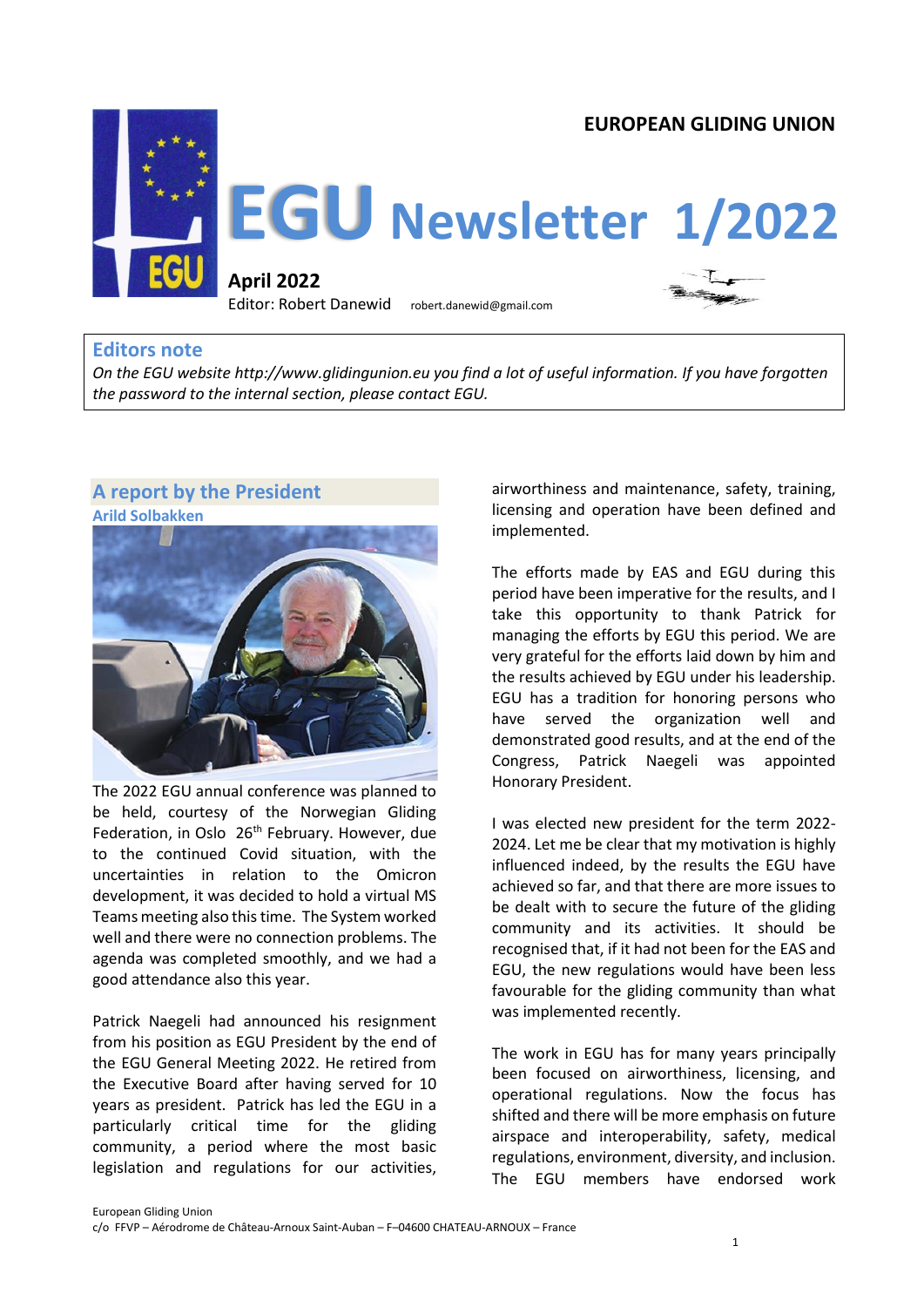EUROPEAN GLIDING UNION

# EGU Newsletter 1/2022

**April 2022**

Editor: Robert Danewid robert.danewid@gmail.com

## Editors note

*On the EGU website http://www.glidingunion.eu you find a lot of useful information. If you have forgotten the password to the internal section, please contact EGU.*

## A report by the President

**Arild Solbakken**

The 2022 EGU annual conference was planned to be held, courtesy of the Norwegian Gliding Federation, in Oslo 26th February. However, due to the continued Covid situation, with the uncertainties in relation to the Omicron development, it was decided to hold a virtual MS Teams meeting also this time. The System worked well and there were no connection problems. The agenda was completed smoothly, and we had a good attendance also this year.

Patrick Naegeli had announced his resignment from his position as EGU President by the end of the EGU General Meeting 2022. He retired from the Executive Board after having served for 10 years as president. Patrick has led the EGU in a particularly critical time for the gliding community, a period where the most basic legislation and regulations for our activities, airworthiness and maintenance, safety, training, licensing and operation have been defined and implemented.

The efforts made by EAS and EGU during this period have been imperative for the results, and I take this opportunity to thank Patrick for managing the efforts by EGU this period. We are very grateful for the efforts laid down by him and the results achieved by EGU under his leadership. EGU has a tradition for honoring persons who have served the organization well and demonstrated good results, and at the end of the Congress, Patrick Naegeli was appointed Honorary President.

I was elected new president for the term 2022-2024. Let me be clear that my motivation is highly influenced indeed, by the results the EGU have achieved so far, and that there are more issues to be dealt with to secure the future of the gliding community and its activities. It should be recognised that, if it had not been for the EAS and EGU, the new regulations would have been less favourable for the gliding community than what was implemented recently.

The work in EGU has for many years principally been focused on airworthiness, licensing, and operational regulations. Now the focus has shifted and there will be more emphasis on future airspace and interoperability, safety, medical regulations, environment, diversity, and inclusion. The EGU members have endorsed work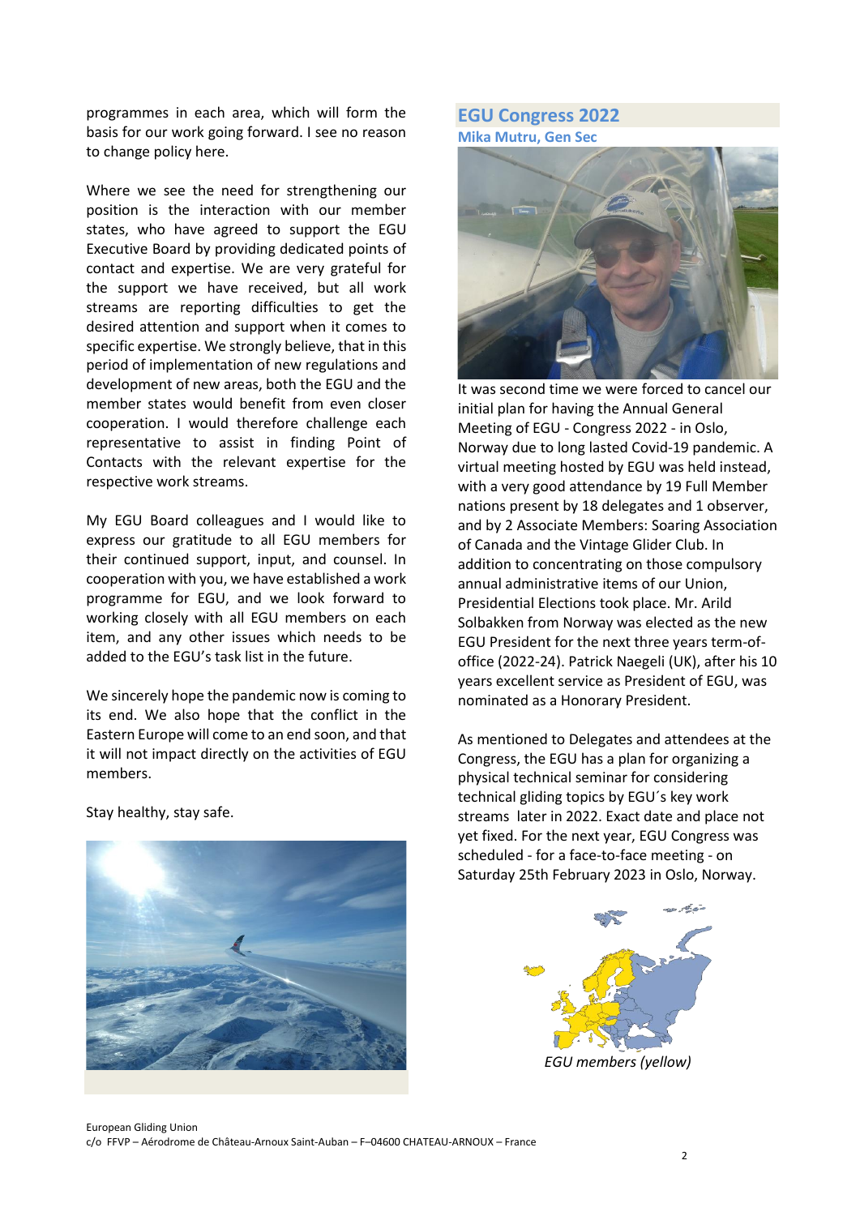programmes in each area, which will form the basis for our work going forward. I see no reason to change policy here.

Where we see the need for strengthening our position is the interaction with our member states, who have agreed to support the EGU Executive Board by providing dedicated points of contact and expertise. We are very grateful for the support we have received, but all work streams are reporting difficulties to get the desired attention and support when it comes to specific expertise. We strongly believe, that in this period of implementation of new regulations and development of new areas, both the EGU and the member states would benefit from even closer cooperation. I would therefore challenge each representative to assist in finding Point of Contacts with the relevant expertise for the respective work streams.

My EGU Board colleagues and I would like to express our gratitude to all EGU members for their continued support, input, and counsel. In cooperation with you, we have established a work programme for EGU, and we look forward to working closely with all EGU members on each item, and any other issues which needs to be added to the EGU's task list in the future.

We sincerely hope the pandemic now is coming to its end. We also hope that the conflict in the Eastern Europe will come to an end soon, and that it will not impact directly on the activities of EGU members.

Stay healthy, stay safe.

## EGU Congress 2022

**Mika Mutru, Gen Sec**

It was second time we were forced to cancel our initial plan for having the Annual General Meeting of EGU - Congress 2022 - in Oslo, Norway due to long lasted Covid-19 pandemic. A virtual meeting hosted by EGU was held instead, with a very good attendance by 19 Full Member nations present by 18 delegates and 1 observer, and by 2 Associate Members: Soaring Association of Canada and the Vintage Glider Club. In addition to concentrating on those compulsory annual administrative items of our Union, Presidential Elections took place. Mr. Arild Solbakken from Norway was elected as the new EGU President for the next three years term-of-office (2022-24). Patrick Naegeli (UK), after his 10 years excellent service as President of EGU, was nominated as a Honorary President.

As mentioned to Delegates and attendees at the Congress, the EGU has a plan for organizing a physical technical seminar for considering technical gliding topics by EGU´s key work streams later in 2022. Exact date and place not yet fixed. For the next year, EGU Congress was scheduled - for a face-to-face meeting - on Saturday 25th February 2023 in Oslo, Norway.

*EGU members (yellow)*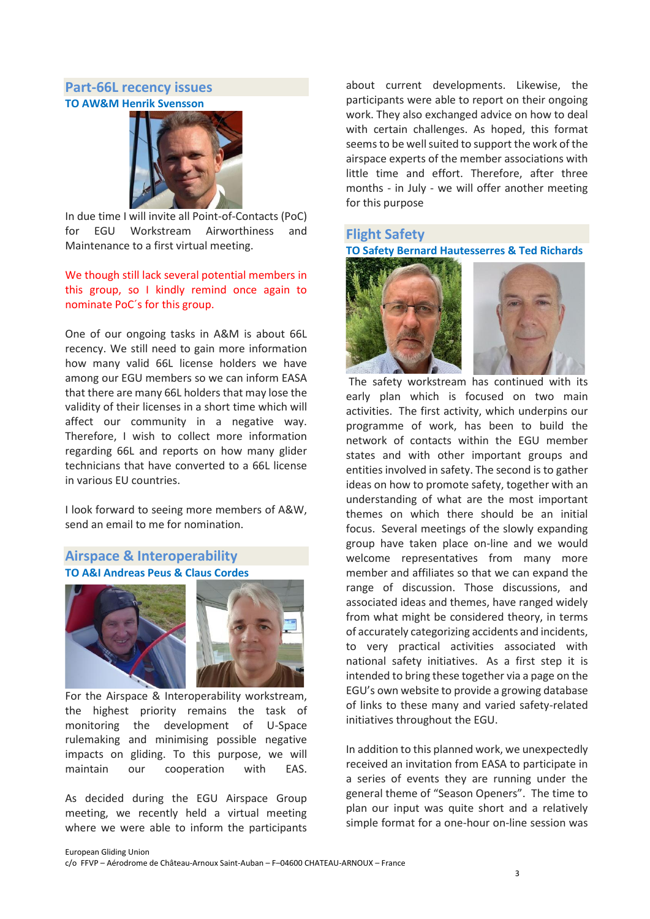## Part-66L recency issues

**TO AW&M Henrik Svensson**

In due time I will invite all Point-of-Contacts (PoC) for EGU Workstream Airworthiness and Maintenance to a first virtual meeting.

We though still lack several potential members in this group, so I kindly remind once again to nominate PoC´s for this group.

One of our ongoing tasks in A&M is about 66L recency. We still need to gain more information how many valid 66L license holders we have among our EGU members so we can inform EASA that there are many 66L holders that may lose the validity of their licenses in a short time which will affect our community in a negative way. Therefore, I wish to collect more information regarding 66L and reports on how many glider technicians that have converted to a 66L license in various EU countries.

I look forward to seeing more members of A&W, send an email to me for nomination.

## Airspace & Interoperability

**TO A&I Andreas Peus & Claus Cordes**

For the Airspace & Interoperability workstream, the highest priority remains the task of monitoring the development of U-Space rulemaking and minimising possible negative impacts on gliding. To this purpose, we will maintain our cooperation with EAS.

As decided during the EGU Airspace Group meeting, we recently held a virtual meeting where we were able to inform the participants about current developments. Likewise, the participants were able to report on their ongoing work. They also exchanged advice on how to deal with certain challenges. As hoped, this format seems to be well suited to support the work of the airspace experts of the member associations with little time and effort. Therefore, after three months - in July - we will offer another meeting for this purpose

## Flight Safety

**TO Safety Bernard Hautesserres & Ted Richards**

The safety workstream has continued with its early plan which is focused on two main activities. The first activity, which underpins our programme of work, has been to build the network of contacts within the EGU member states and with other important groups and entities involved in safety. The second is to gather ideas on how to promote safety, together with an understanding of what are the most important themes on which there should be an initial focus. Several meetings of the slowly expanding group have taken place on-line and we would welcome representatives from many more member and affiliates so that we can expand the range of discussion. Those discussions, and associated ideas and themes, have ranged widely from what might be considered theory, in terms of accurately categorizing accidents and incidents, to very practical activities associated with national safety initiatives. As a first step it is intended to bring these together via a page on the EGU's own website to provide a growing database of links to these many and varied safety-related initiatives throughout the EGU.

In addition to this planned work, we unexpectedly received an invitation from EASA to participate in a series of events they are running under the general theme of "Season Openers". The time to plan our input was quite short and a relatively simple format for a one-hour on-line session was

European Gliding Union
c/o FFVP – Aérodrome de Château-Arnoux Saint-Auban – F–04600 CHATEAU-ARNOUX – France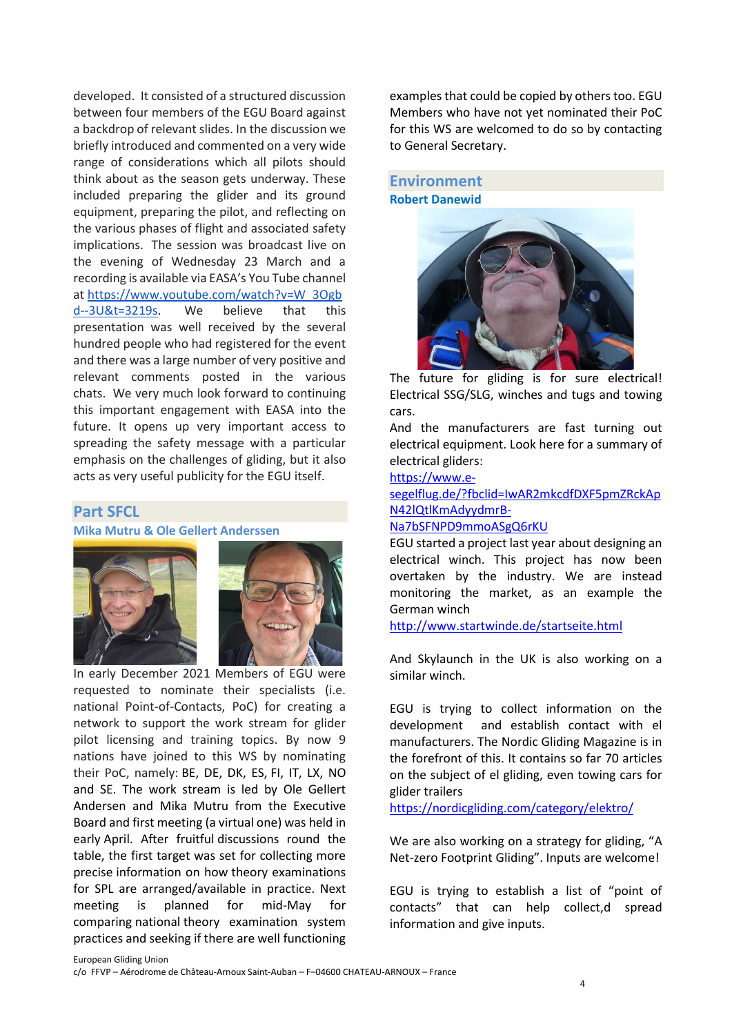developed. It consisted of a structured discussion between four members of the EGU Board against a backdrop of relevant slides. In the discussion we briefly introduced and commented on a very wide range of considerations which all pilots should think about as the season gets underway. These included preparing the glider and its ground equipment, preparing the pilot, and reflecting on the various phases of flight and associated safety implications. The session was broadcast live on the evening of Wednesday 23 March and a recording is available via EASA's You Tube channel at [https://www.youtube.com/watch?v=W_3Ogbd--3U&t=3219s](https://www.youtube.com/watch?v=W_3Ogbd--3U&t=3219s). We believe that this presentation was well received by the several hundred people who had registered for the event and there was a large number of very positive and relevant comments posted in the various chats. We very much look forward to continuing this important engagement with EASA into the future. It opens up very important access to spreading the safety message with a particular emphasis on the challenges of gliding, but it also acts as very useful publicity for the EGU itself.

## Part SFCL

**Mika Mutru & Ole Gellert Anderssen**

In early December 2021 Members of EGU were requested to nominate their specialists (i.e. national Point-of-Contacts, PoC) for creating a network to support the work stream for glider pilot licensing and training topics. By now 9 nations have joined to this WS by nominating their PoC, namely: BE, DE, DK, ES, FI, IT, LX, NO and SE. The work stream is led by Ole Gellert Andersen and Mika Mutru from the Executive Board and first meeting (a virtual one) was held in early April. After fruitful discussions round the table, the first target was set for collecting more precise information on how theory examinations for SPL are arranged/available in practice. Next meeting is planned for mid-May for comparing national theory examination system practices and seeking if there are well functioning examples that could be copied by others too. EGU Members who have not yet nominated their PoC for this WS are welcomed to do so by contacting to General Secretary.

## Environment

**Robert Danewid**

The future for gliding is for sure electrical! Electrical SSG/SLG, winches and tugs and towing cars.

And the manufacturers are fast turning out electrical equipment. Look here for a summary of electrical gliders:

[https://www.e-segelflug.de/?fbclid=IwAR2mkcdfDXF5pmZRckApN42lQtlKmAdyydmrB-Na7bSFNPD9mmoASgQ6rKU](https://www.e-segelflug.de/?fbclid=IwAR2mkcdfDXF5pmZRckApN42lQtlKmAdyydmrB-Na7bSFNPD9mmoASgQ6rKU)

EGU started a project last year about designing an electrical winch. This project has now been overtaken by the industry. We are instead monitoring the market, as an example the German winch

[http://www.startwinde.de/startseite.html](http://www.startwinde.de/startseite.html)

And Skylaunch in the UK is also working on a similar winch.

EGU is trying to collect information on the development and establish contact with el manufacturers. The Nordic Gliding Magazine is in the forefront of this. It contains so far 70 articles on the subject of el gliding, even towing cars for glider trailers

[https://nordicgliding.com/category/elektro/](https://nordicgliding.com/category/elektro/)

We are also working on a strategy for gliding, "A Net-zero Footprint Gliding". Inputs are welcome!

EGU is trying to establish a list of "point of contacts" that can help collect,d spread information and give inputs.

European Gliding Union
c/o FFVP – Aérodrome de Château-Arnoux Saint-Auban – F–04600 CHATEAU-ARNOUX – France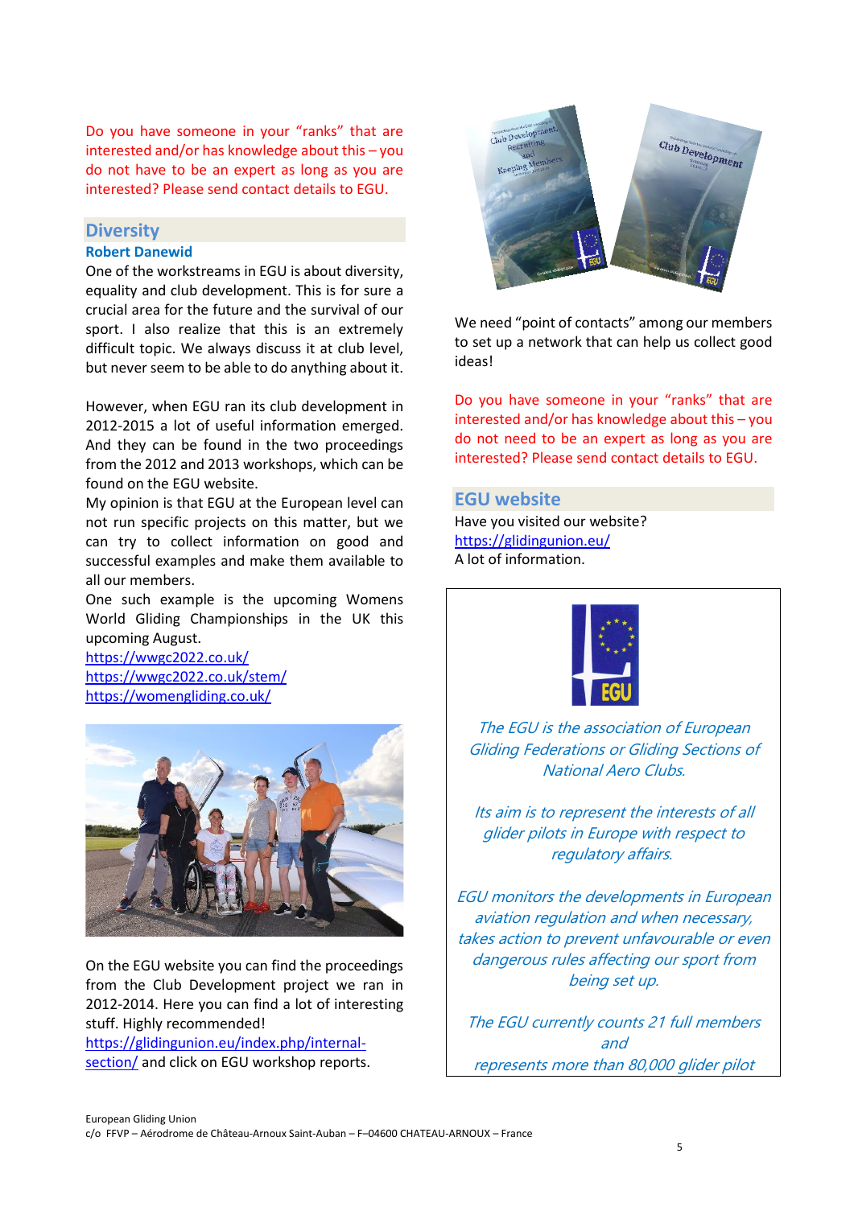Do you have someone in your "ranks" that are interested and/or has knowledge about this – you do not have to be an expert as long as you are interested? Please send contact details to EGU.

## Diversity

**Robert Danewid**

One of the workstreams in EGU is about diversity, equality and club development. This is for sure a crucial area for the future and the survival of our sport. I also realize that this is an extremely difficult topic. We always discuss it at club level, but never seem to be able to do anything about it.

However, when EGU ran its club development in 2012-2015 a lot of useful information emerged. And they can be found in the two proceedings from the 2012 and 2013 workshops, which can be found on the EGU website.

My opinion is that EGU at the European level can not run specific projects on this matter, but we can try to collect information on good and successful examples and make them available to all our members.

One such example is the upcoming Womens World Gliding Championships in the UK this upcoming August.

https://wwgc2022.co.uk/

https://wwgc2022.co.uk/stem/

https://womengliding.co.uk/

On the EGU website you can find the proceedings from the Club Development project we ran in 2012-2014. Here you can find a lot of interesting stuff. Highly recommended!

https://glidingunion.eu/index.php/internal-section/ and click on EGU workshop reports.

We need "point of contacts" among our members to set up a network that can help us collect good ideas!

Do you have someone in your "ranks" that are interested and/or has knowledge about this – you do not need to be an expert as long as you are interested? Please send contact details to EGU.

## EGU website

Have you visited our website?

https://glidingunion.eu/

A lot of information.

*The EGU is the association of European Gliding Federations or Gliding Sections of National Aero Clubs.*

*Its aim is to represent the interests of all glider pilots in Europe with respect to regulatory affairs.*

*EGU monitors the developments in European aviation regulation and when necessary, takes action to prevent unfavourable or even dangerous rules affecting our sport from being set up.*

*The EGU currently counts 21 full members and represents more than 80,000 glider pilot*

European Gliding Union
c/o FFVP – Aérodrome de Château-Arnoux Saint-Auban – F–04600 CHATEAU-ARNOUX – France